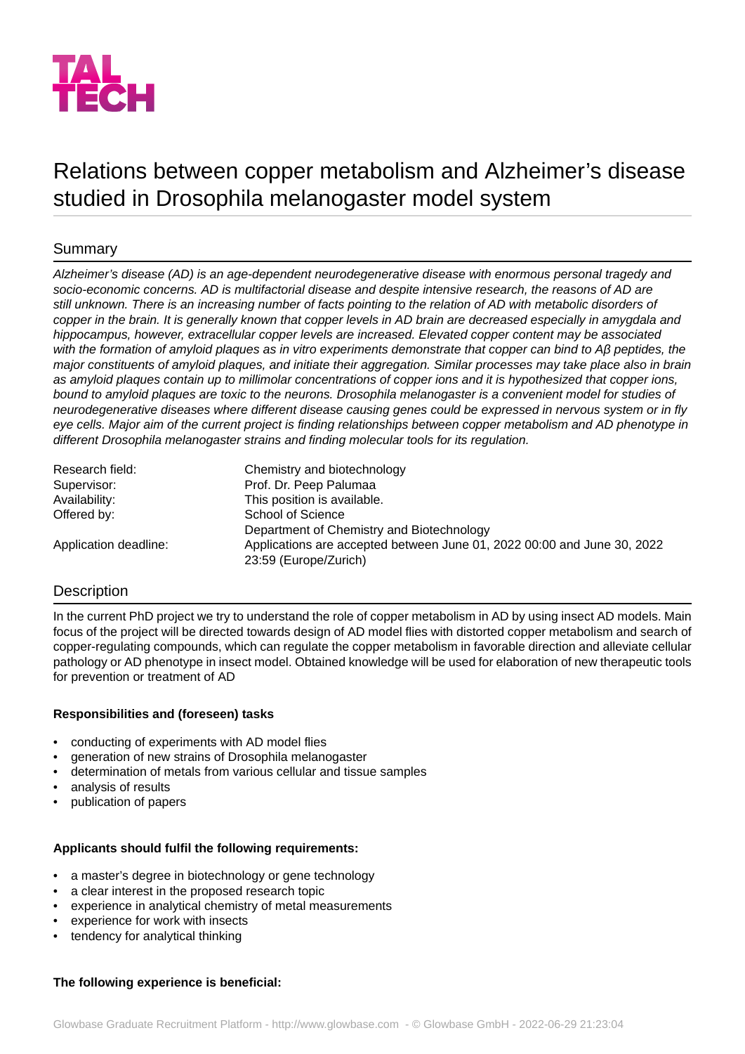# Relations between copper metabolism and Alzheimer's disease studied in Drosophila melanogaster model system

## Summary

*Alzheimer's disease (AD) is an age-dependent neurodegenerative disease with enormous personal tragedy and socio-economic concerns. AD is multifactorial disease and despite intensive research, the reasons of AD are still unknown. There is an increasing number of facts pointing to the relation of AD with metabolic disorders of copper in the brain. It is generally known that copper levels in AD brain are decreased especially in amygdala and hippocampus, however, extracellular copper levels are increased. Elevated copper content may be associated with the formation of amyloid plaques as in vitro experiments demonstrate that copper can bind to Aβ peptides, the major constituents of amyloid plaques, and initiate their aggregation. Similar processes may take place also in brain as amyloid plaques contain up to millimolar concentrations of copper ions and it is hypothesized that copper ions, bound to amyloid plaques are toxic to the neurons. Drosophila melanogaster is a convenient model for studies of neurodegenerative diseases where different disease causing genes could be expressed in nervous system or in fly eye cells. Major aim of the current project is finding relationships between copper metabolism and AD phenotype in different Drosophila melanogaster strains and finding molecular tools for its regulation.*

| | |
|---|---|
| Research field: | Chemistry and biotechnology |
| Supervisor: | Prof. Dr. Peep Palumaa |
| Availability: | This position is available. |
| Offered by: | School of Science<br>Department of Chemistry and Biotechnology |
| Application deadline: | Applications are accepted between June 01, 2022 00:00 and June 30, 2022 23:59 (Europe/Zurich) |

## Description

In the current PhD project we try to understand the role of copper metabolism in AD by using insect AD models. Main focus of the project will be directed towards design of AD model flies with distorted copper metabolism and search of copper-regulating compounds, which can regulate the copper metabolism in favorable direction and alleviate cellular pathology or AD phenotype in insect model. Obtained knowledge will be used for elaboration of new therapeutic tools for prevention or treatment of AD

**Responsibilities and (foreseen) tasks**

- conducting of experiments with AD model flies
- generation of new strains of Drosophila melanogaster
- determination of metals from various cellular and tissue samples
- analysis of results
- publication of papers

**Applicants should fulfil the following requirements:**

- a master's degree in biotechnology or gene technology
- a clear interest in the proposed research topic
- experience in analytical chemistry of metal measurements
- experience for work with insects
- tendency for analytical thinking

**The following experience is beneficial:**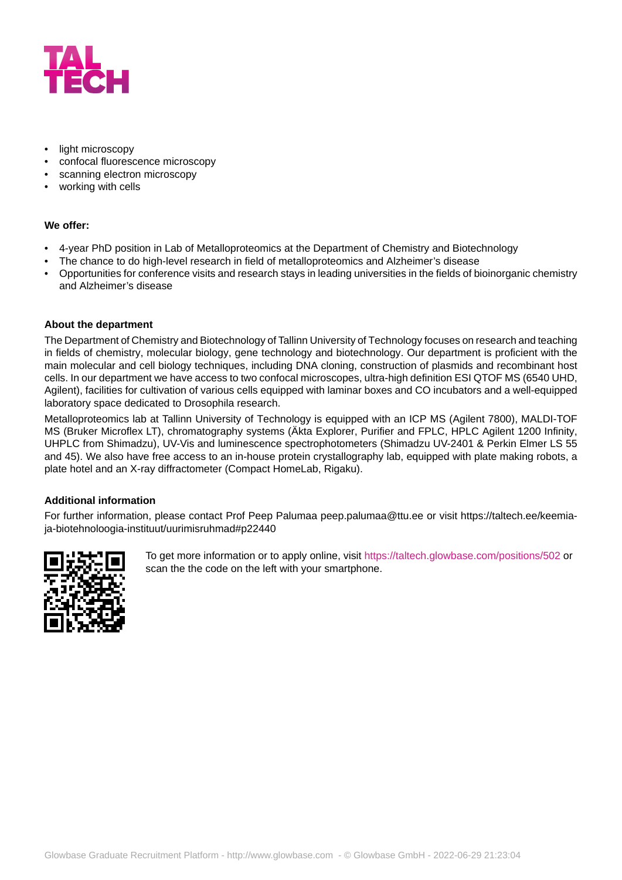- light microscopy
- confocal fluorescence microscopy
- scanning electron microscopy
- working with cells

**We offer:**

- 4-year PhD position in Lab of Metalloproteomics at the Department of Chemistry and Biotechnology
- The chance to do high-level research in field of metalloproteomics and Alzheimer's disease
- Opportunities for conference visits and research stays in leading universities in the fields of bioinorganic chemistry and Alzheimer's disease

**About the department**

The Department of Chemistry and Biotechnology of Tallinn University of Technology focuses on research and teaching in fields of chemistry, molecular biology, gene technology and biotechnology. Our department is proficient with the main molecular and cell biology techniques, including DNA cloning, construction of plasmids and recombinant host cells. In our department we have access to two confocal microscopes, ultra-high definition ESI QTOF MS (6540 UHD, Agilent), facilities for cultivation of various cells equipped with laminar boxes and CO incubators and a well-equipped laboratory space dedicated to Drosophila research.

Metalloproteomics lab at Tallinn University of Technology is equipped with an ICP MS (Agilent 7800), MALDI-TOF MS (Bruker Microflex LT), chromatography systems (Äkta Explorer, Purifier and FPLC, HPLC Agilent 1200 Infinity, UHPLC from Shimadzu), UV-Vis and luminescence spectrophotometers (Shimadzu UV-2401 & Perkin Elmer LS 55 and 45). We also have free access to an in-house protein crystallography lab, equipped with plate making robots, a plate hotel and an X-ray diffractometer (Compact HomeLab, Rigaku).

**Additional information**

For further information, please contact Prof Peep Palumaa peep.palumaa@ttu.ee or visit https://taltech.ee/keemia-ja-biotehnoloogia-instituut/uurimisruhmad#p22440

To get more information or to apply online, visit https://taltech.glowbase.com/positions/502 or scan the the code on the left with your smartphone.